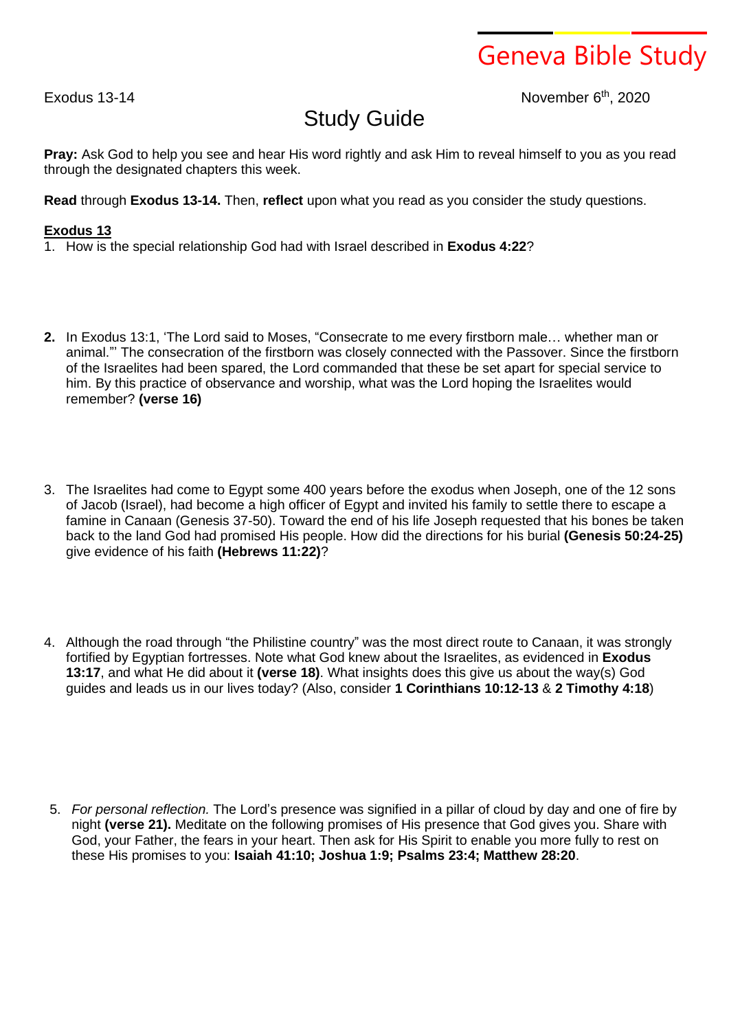# Geneva Bible Study

Exodus 13-14

November 6th, 2020

## Study Guide

**Pray:** Ask God to help you see and hear His word rightly and ask Him to reveal himself to you as you read through the designated chapters this week.

**Read** through **Exodus 13-14.** Then, **reflect** upon what you read as you consider the study questions.

**Exodus 13**

1. How is the special relationship God had with Israel described in **Exodus 4:22**?

2. In Exodus 13:1, 'The Lord said to Moses, "Consecrate to me every firstborn male… whether man or animal."' The consecration of the firstborn was closely connected with the Passover. Since the firstborn of the Israelites had been spared, the Lord commanded that these be set apart for special service to him. By this practice of observance and worship, what was the Lord hoping the Israelites would remember? **(verse 16)**

3. The Israelites had come to Egypt some 400 years before the exodus when Joseph, one of the 12 sons of Jacob (Israel), had become a high officer of Egypt and invited his family to settle there to escape a famine in Canaan (Genesis 37-50). Toward the end of his life Joseph requested that his bones be taken back to the land God had promised His people. How did the directions for his burial **(Genesis 50:24-25)** give evidence of his faith **(Hebrews 11:22)**?

4. Although the road through "the Philistine country" was the most direct route to Canaan, it was strongly fortified by Egyptian fortresses. Note what God knew about the Israelites, as evidenced in **Exodus 13:17**, and what He did about it **(verse 18)**. What insights does this give us about the way(s) God guides and leads us in our lives today? (Also, consider **1 Corinthians 10:12-13** & **2 Timothy 4:18**)

5. *For personal reflection.* The Lord's presence was signified in a pillar of cloud by day and one of fire by night **(verse 21).** Meditate on the following promises of His presence that God gives you. Share with God, your Father, the fears in your heart. Then ask for His Spirit to enable you more fully to rest on these His promises to you: **Isaiah 41:10; Joshua 1:9; Psalms 23:4; Matthew 28:20**.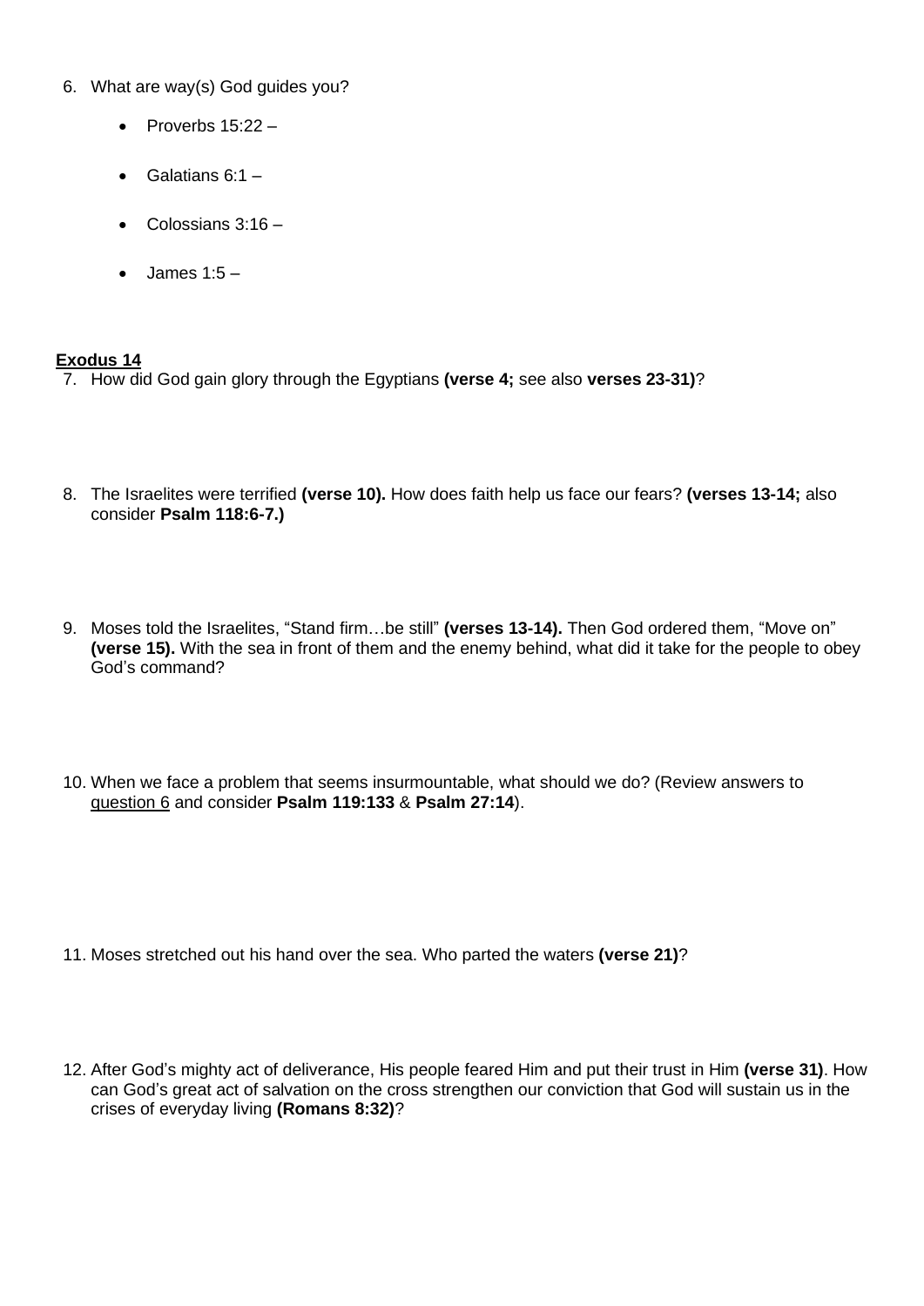6. What are way(s) God guides you?

    - Proverbs 15:22 –

    - Galatians 6:1 –

    - Colossians 3:16 –

    - James 1:5 –

**Exodus 14**

7. How did God gain glory through the Egyptians **(verse 4;** see also **verses 23-31)**?

8. The Israelites were terrified **(verse 10).** How does faith help us face our fears? **(verses 13-14;** also consider **Psalm 118:6-7.)**

9. Moses told the Israelites, "Stand firm…be still" **(verses 13-14).** Then God ordered them, "Move on" **(verse 15).** With the sea in front of them and the enemy behind, what did it take for the people to obey God's command?

10. When we face a problem that seems insurmountable, what should we do? (Review answers to question 6 and consider **Psalm 119:133** & **Psalm 27:14**).

11. Moses stretched out his hand over the sea. Who parted the waters **(verse 21)**?

12. After God's mighty act of deliverance, His people feared Him and put their trust in Him **(verse 31)**. How can God's great act of salvation on the cross strengthen our conviction that God will sustain us in the crises of everyday living **(Romans 8:32)**?